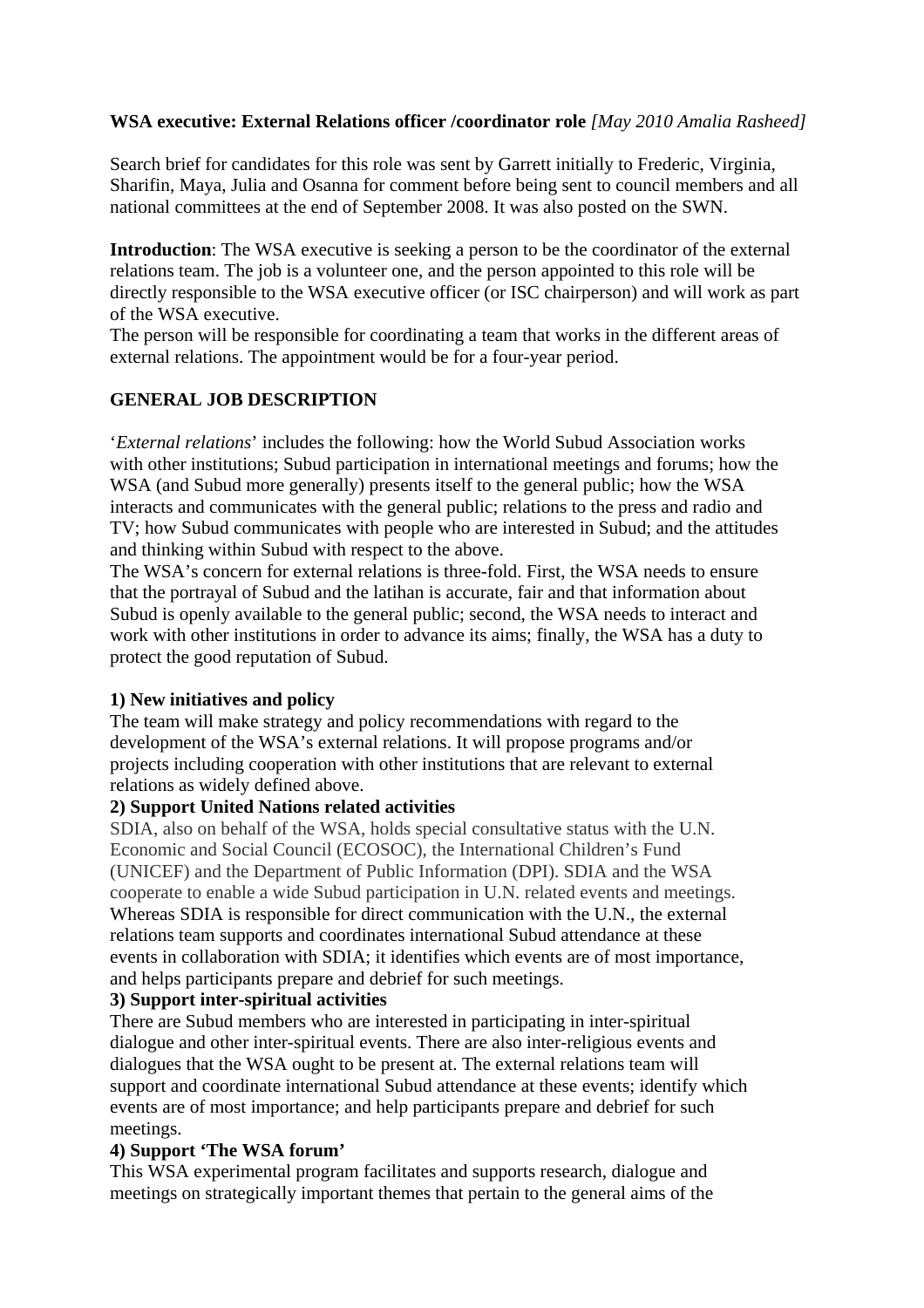**WSA executive: External Relations officer /coordinator role** *[May 2010 Amalia Rasheed]*

Search brief for candidates for this role was sent by Garrett initially to Frederic, Virginia, Sharifin, Maya, Julia and Osanna for comment before being sent to council members and all national committees at the end of September 2008. It was also posted on the SWN.

**Introduction**: The WSA executive is seeking a person to be the coordinator of the external relations team. The job is a volunteer one, and the person appointed to this role will be directly responsible to the WSA executive officer (or ISC chairperson) and will work as part of the WSA executive.
The person will be responsible for coordinating a team that works in the different areas of external relations. The appointment would be for a four-year period.

**GENERAL JOB DESCRIPTION**

'*External relations*' includes the following: how the World Subud Association works with other institutions; Subud participation in international meetings and forums; how the WSA (and Subud more generally) presents itself to the general public; how the WSA interacts and communicates with the general public; relations to the press and radio and TV; how Subud communicates with people who are interested in Subud; and the attitudes and thinking within Subud with respect to the above.
The WSA's concern for external relations is three-fold. First, the WSA needs to ensure that the portrayal of Subud and the latihan is accurate, fair and that information about Subud is openly available to the general public; second, the WSA needs to interact and work with other institutions in order to advance its aims; finally, the WSA has a duty to protect the good reputation of Subud.

**1) New initiatives and policy**
The team will make strategy and policy recommendations with regard to the development of the WSA's external relations. It will propose programs and/or projects including cooperation with other institutions that are relevant to external relations as widely defined above.
**2) Support United Nations related activities**
SDIA, also on behalf of the WSA, holds special consultative status with the U.N. Economic and Social Council (ECOSOC), the International Children's Fund (UNICEF) and the Department of Public Information (DPI). SDIA and the WSA cooperate to enable a wide Subud participation in U.N. related events and meetings. Whereas SDIA is responsible for direct communication with the U.N., the external relations team supports and coordinates international Subud attendance at these events in collaboration with SDIA; it identifies which events are of most importance, and helps participants prepare and debrief for such meetings.
**3) Support inter-spiritual activities**
There are Subud members who are interested in participating in inter-spiritual dialogue and other inter-spiritual events. There are also inter-religious events and dialogues that the WSA ought to be present at. The external relations team will support and coordinate international Subud attendance at these events; identify which events are of most importance; and help participants prepare and debrief for such meetings.
**4) Support 'The WSA forum'**
This WSA experimental program facilitates and supports research, dialogue and meetings on strategically important themes that pertain to the general aims of the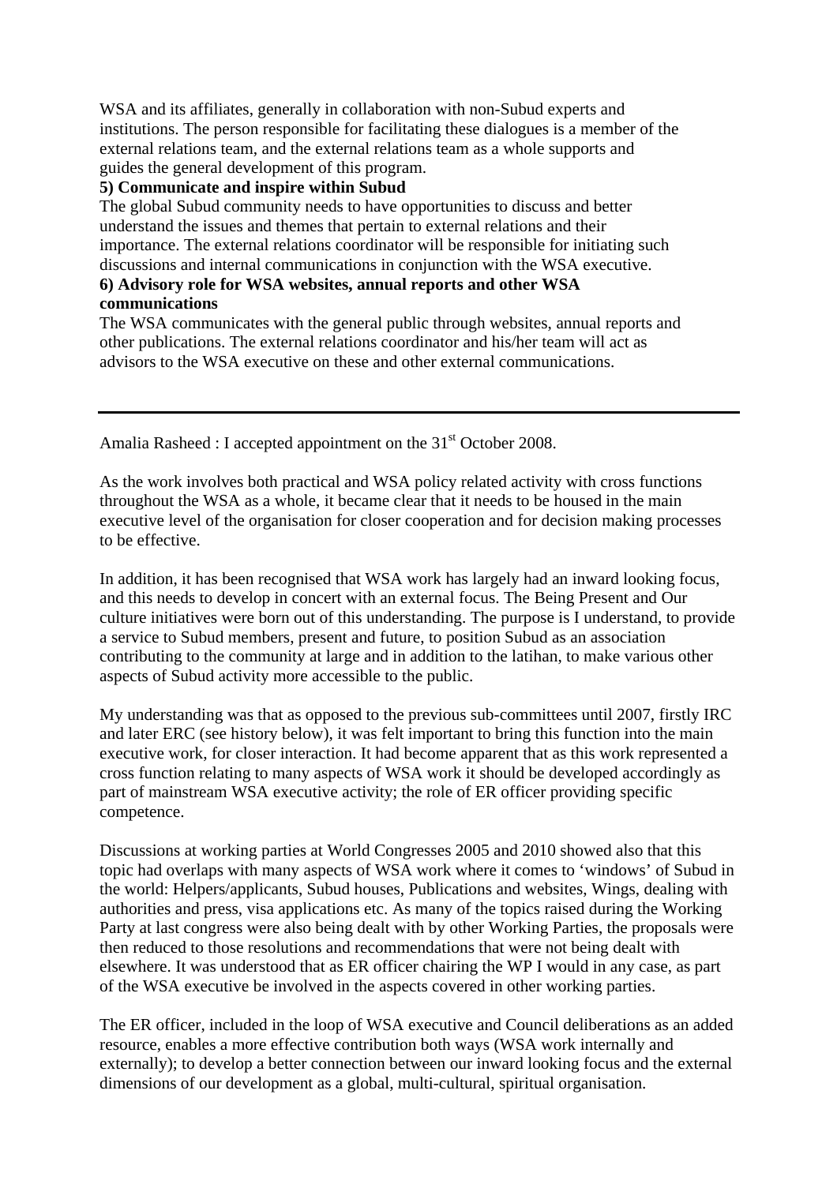WSA and its affiliates, generally in collaboration with non-Subud experts and institutions. The person responsible for facilitating these dialogues is a member of the external relations team, and the external relations team as a whole supports and guides the general development of this program.

**5) Communicate and inspire within Subud**

The global Subud community needs to have opportunities to discuss and better understand the issues and themes that pertain to external relations and their importance. The external relations coordinator will be responsible for initiating such discussions and internal communications in conjunction with the WSA executive.

**6) Advisory role for WSA websites, annual reports and other WSA communications**

The WSA communicates with the general public through websites, annual reports and other publications. The external relations coordinator and his/her team will act as advisors to the WSA executive on these and other external communications.

---

Amalia Rasheed : I accepted appointment on the 31st October 2008.

As the work involves both practical and WSA policy related activity with cross functions throughout the WSA as a whole, it became clear that it needs to be housed in the main executive level of the organisation for closer cooperation and for decision making processes to be effective.

In addition, it has been recognised that WSA work has largely had an inward looking focus, and this needs to develop in concert with an external focus. The Being Present and Our culture initiatives were born out of this understanding. The purpose is I understand, to provide a service to Subud members, present and future, to position Subud as an association contributing to the community at large and in addition to the latihan, to make various other aspects of Subud activity more accessible to the public.

My understanding was that as opposed to the previous sub-committees until 2007, firstly IRC and later ERC (see history below), it was felt important to bring this function into the main executive work, for closer interaction. It had become apparent that as this work represented a cross function relating to many aspects of WSA work it should be developed accordingly as part of mainstream WSA executive activity; the role of ER officer providing specific competence.

Discussions at working parties at World Congresses 2005 and 2010 showed also that this topic had overlaps with many aspects of WSA work where it comes to 'windows' of Subud in the world: Helpers/applicants, Subud houses, Publications and websites, Wings, dealing with authorities and press, visa applications etc. As many of the topics raised during the Working Party at last congress were also being dealt with by other Working Parties, the proposals were then reduced to those resolutions and recommendations that were not being dealt with elsewhere. It was understood that as ER officer chairing the WP I would in any case, as part of the WSA executive be involved in the aspects covered in other working parties.

The ER officer, included in the loop of WSA executive and Council deliberations as an added resource, enables a more effective contribution both ways (WSA work internally and externally); to develop a better connection between our inward looking focus and the external dimensions of our development as a global, multi-cultural, spiritual organisation.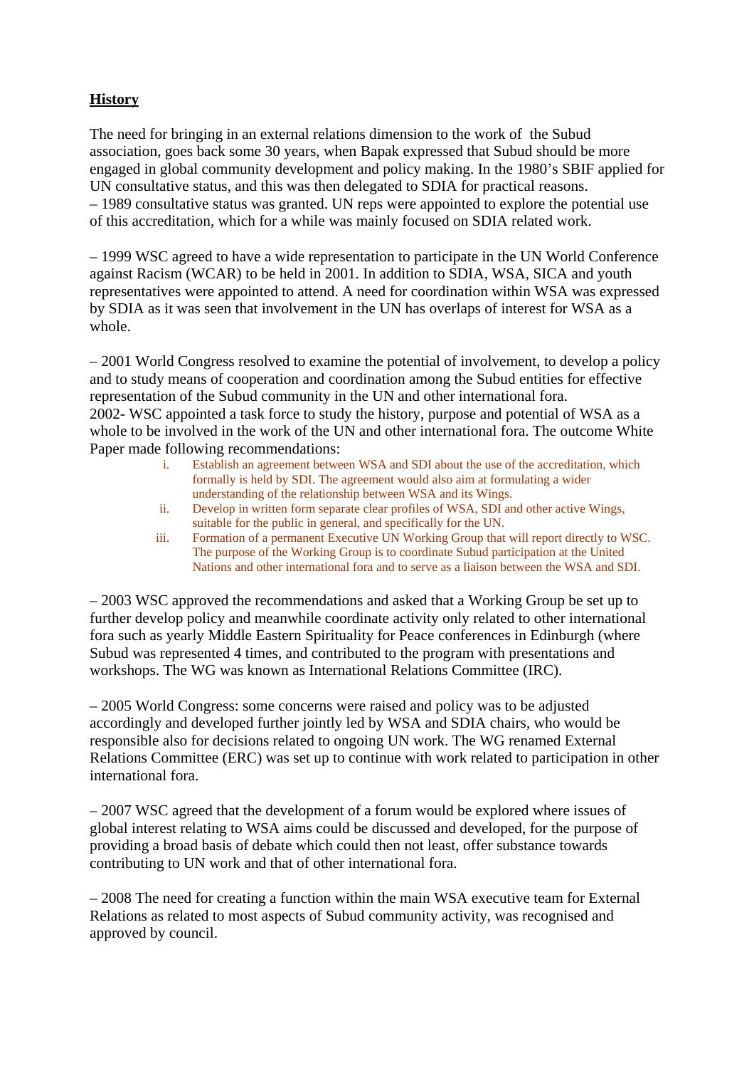**History**

The need for bringing in an external relations dimension to the work of the Subud association, goes back some 30 years, when Bapak expressed that Subud should be more engaged in global community development and policy making. In the 1980's SBIF applied for UN consultative status, and this was then delegated to SDIA for practical reasons.
– 1989 consultative status was granted. UN reps were appointed to explore the potential use of this accreditation, which for a while was mainly focused on SDIA related work.

– 1999 WSC agreed to have a wide representation to participate in the UN World Conference against Racism (WCAR) to be held in 2001. In addition to SDIA, WSA, SICA and youth representatives were appointed to attend. A need for coordination within WSA was expressed by SDIA as it was seen that involvement in the UN has overlaps of interest for WSA as a whole.

– 2001 World Congress resolved to examine the potential of involvement, to develop a policy and to study means of cooperation and coordination among the Subud entities for effective representation of the Subud community in the UN and other international fora.
2002- WSC appointed a task force to study the history, purpose and potential of WSA as a whole to be involved in the work of the UN and other international fora. The outcome White Paper made following recommendations:

i. Establish an agreement between WSA and SDI about the use of the accreditation, which formally is held by SDI. The agreement would also aim at formulating a wider understanding of the relationship between WSA and its Wings.
ii. Develop in written form separate clear profiles of WSA, SDI and other active Wings, suitable for the public in general, and specifically for the UN.
iii. Formation of a permanent Executive UN Working Group that will report directly to WSC. The purpose of the Working Group is to coordinate Subud participation at the United Nations and other international fora and to serve as a liaison between the WSA and SDI.

– 2003 WSC approved the recommendations and asked that a Working Group be set up to further develop policy and meanwhile coordinate activity only related to other international fora such as yearly Middle Eastern Spirituality for Peace conferences in Edinburgh (where Subud was represented 4 times, and contributed to the program with presentations and workshops. The WG was known as International Relations Committee (IRC).

– 2005 World Congress: some concerns were raised and policy was to be adjusted accordingly and developed further jointly led by WSA and SDIA chairs, who would be responsible also for decisions related to ongoing UN work. The WG renamed External Relations Committee (ERC) was set up to continue with work related to participation in other international fora.

– 2007 WSC agreed that the development of a forum would be explored where issues of global interest relating to WSA aims could be discussed and developed, for the purpose of providing a broad basis of debate which could then not least, offer substance towards contributing to UN work and that of other international fora.

– 2008 The need for creating a function within the main WSA executive team for External Relations as related to most aspects of Subud community activity, was recognised and approved by council.